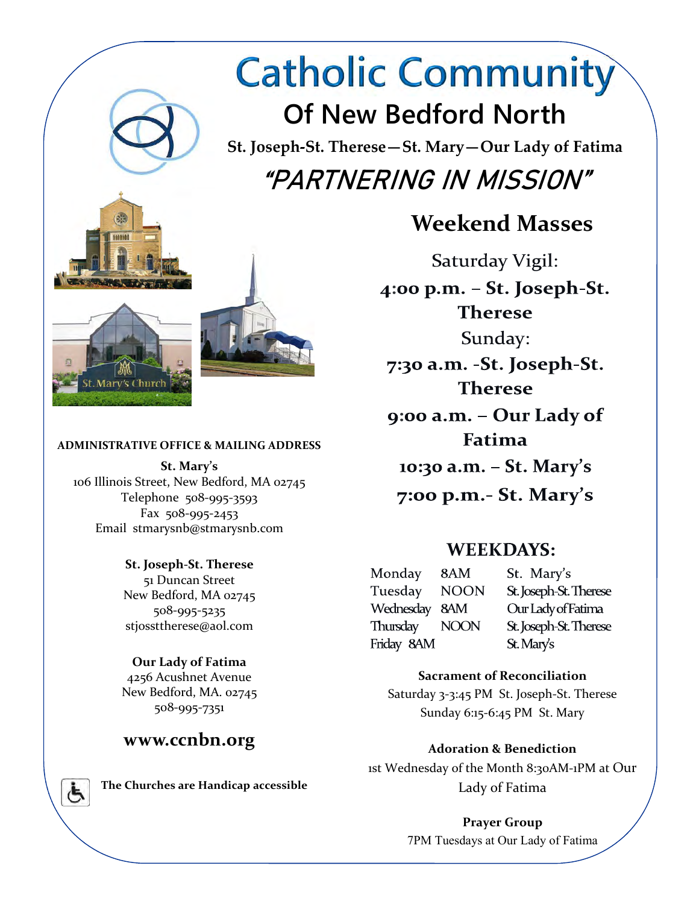# Catholic Community

## Of New Bedford North

**St. Joseph-St. Therese—St. Mary—Our Lady of Fatima**

## *"PARTNERING IN MISSION"*

St. Mary's Church

## Weekend Masses

Saturday Vigil:

**4:00 p.m. – St. Joseph-St. Therese**

Sunday:

**7:30 a.m. -St. Joseph-St. Therese**

**9:00 a.m. – Our Lady of Fatima**

**10:30 a.m. – St. Mary's**

**7:00 p.m.- St. Mary's**

### WEEKDAYS:

| | | |
|---|---|---|
| Monday | 8AM | St. Mary's |
| Tuesday | NOON | St. Joseph-St. Therese |
| Wednesday | 8AM | Our Lady of Fatima |
| Thursday | NOON | St. Joseph-St. Therese |
| Friday | 8AM | St. Mary's |

**Sacrament of Reconciliation**

Saturday 3-3:45 PM St. Joseph-St. Therese

Sunday 6:15-6:45 PM St. Mary

**Adoration & Benediction**

1st Wednesday of the Month 8:30AM-1PM at Our Lady of Fatima

**Prayer Group**

7PM Tuesdays at Our Lady of Fatima

**ADMINISTRATIVE OFFICE & MAILING ADDRESS**

**St. Mary's**
106 Illinois Street, New Bedford, MA 02745
Telephone 508-995-3593
Fax 508-995-2453
Email stmarysnb@stmarysnb.com

**St. Joseph-St. Therese**
51 Duncan Street
New Bedford, MA 02745
508-995-5235
stjossttherese@aol.com

**Our Lady of Fatima**
4256 Acushnet Avenue
New Bedford, MA. 02745
508-995-7351

**www.ccnbn.org**

**The Churches are Handicap accessible**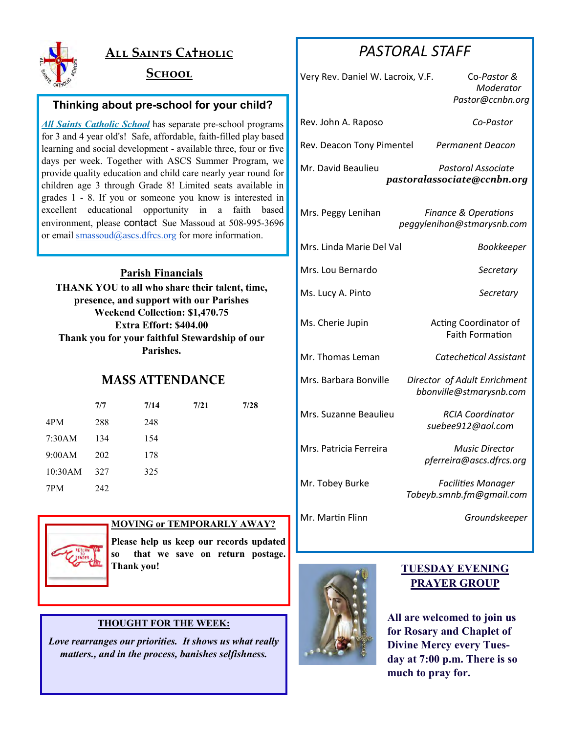## All Saints Catholic School

### Thinking about pre-school for your child?

***All Saints Catholic School*** has separate pre-school programs for 3 and 4 year old's! Safe, affordable, faith-filled play based learning and social development - available three, four or five days per week. Together with ASCS Summer Program, we provide quality education and child care nearly year round for children age 3 through Grade 8! Limited seats available in grades 1 - 8. If you or someone you know is interested in excellent educational opportunity in a faith based environment, please contact Sue Massoud at 508-995-3696 or email smassoud@ascs.dfrcs.org for more information.

### Parish Financials

**THANK YOU to all who share their talent, time, presence, and support with our Parishes**
**Weekend Collection: $1,470.75**
**Extra Effort: $404.00**
**Thank you for your faithful Stewardship of our Parishes.**

### MASS ATTENDANCE

| | 7/7 | 7/14 | 7/21 | 7/28 |
|---|---|---|---|---|
| 4PM | 288 | 248 | | |
| 7:30AM | 134 | 154 | | |
| 9:00AM | 202 | 178 | | |
| 10:30AM | 327 | 325 | | |
| 7PM | 242 | | | |

### MOVING or TEMPORARLY AWAY?

**Please help us keep our records updated so that we save on return postage. Thank you!**

### THOUGHT FOR THE WEEK:

***Love rearranges our priorities. It shows us what really matters., and in the process, banishes selfishness.***

## PASTORAL STAFF

| | |
|---|---|
| Very Rev. Daniel W. Lacroix, V.F. | *Co-Pastor & Moderator* *Pastor@ccnbn.org* |
| Rev. John A. Raposo | *Co-Pastor* |
| Rev. Deacon Tony Pimentel | *Permanent Deacon* |
| Mr. David Beaulieu | *Pastoral Associate* ***pastoralassociate@ccnbn.org*** |
| Mrs. Peggy Lenihan | *Finance & Operations* *peggylenihan@stmarysnb.com* |
| Mrs. Linda Marie Del Val | *Bookkeeper* |
| Mrs. Lou Bernardo | *Secretary* |
| Ms. Lucy A. Pinto | *Secretary* |
| Ms. Cherie Jupin | Acting Coordinator of Faith Formation |
| Mr. Thomas Leman | *Catechetical Assistant* |
| Mrs. Barbara Bonville | *Director of Adult Enrichment* *bbonville@stmarysnb.com* |
| Mrs. Suzanne Beaulieu | *RCIA Coordinator* *suebee912@aol.com* |
| Mrs. Patricia Ferreira | *Music Director* *pferreira@ascs.dfcrs.org* |
| Mr. Tobey Burke | *Facilities Manager* *Tobeyb.smnb.fm@gmail.com* |
| Mr. Martin Flinn | *Groundskeeper* |

### TUESDAY EVENING PRAYER GROUP

**All are welcomed to join us for Rosary and Chaplet of Divine Mercy every Tuesday at 7:00 p.m. There is so much to pray for.**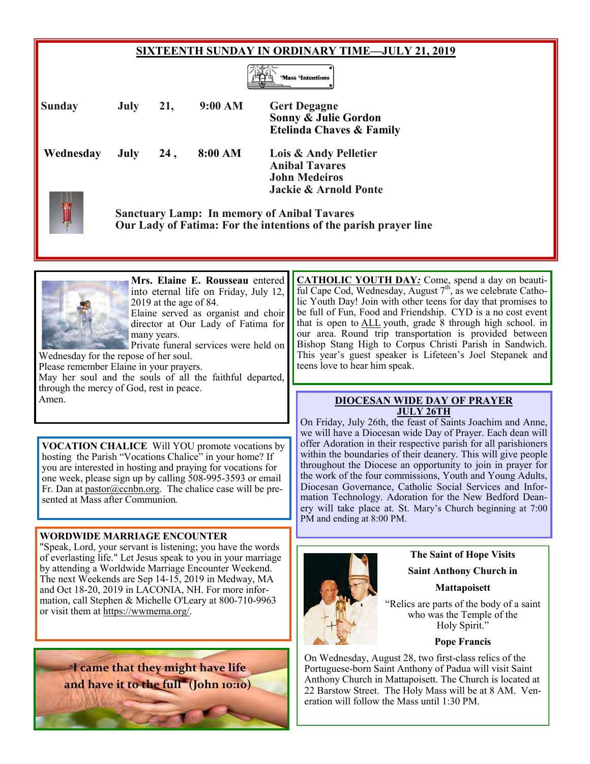## SIXTEENTH SUNDAY IN ORDINARY TIME—JULY 21, 2019

**Mass Intentions**

| | | | | |
|---|---|---|---|---|
| **Sunday** | **July** | **21,** | **9:00 AM** | **Gert Degagne**<br>**Sonny & Julie Gordon**<br>**Etelinda Chaves & Family** |
| **Wednesday** | **July** | **24 ,** | **8:00 AM** | **Lois & Andy Pelletier**<br>**Anibal Tavares**<br>**John Medeiros**<br>**Jackie & Arnold Ponte** |

**Sanctuary Lamp: In memory of Anibal Tavares**
**Our Lady of Fatima: For the intentions of the parish prayer line**

**Mrs. Elaine E. Rousseau** entered into eternal life on Friday, July 12, 2019 at the age of 84.
Elaine served as organist and choir director at Our Lady of Fatima for many years.
Private funeral services were held on Wednesday for the repose of her soul.
Please remember Elaine in your prayers.
May her soul and the souls of all the faithful departed, through the mercy of God, rest in peace. Amen.

**VOCATION CHALICE** Will YOU promote vocations by hosting the Parish "Vocations Chalice" in your home? If you are interested in hosting and praying for vocations for one week, please sign up by calling 508-995-3593 or email Fr. Dan at pastor@ccnbn.org. The chalice case will be presented at Mass after Communion.

**WORDWIDE MARRIAGE ENCOUNTER**
"Speak, Lord, your servant is listening; you have the words of everlasting life." Let Jesus speak to you in your marriage by attending a Worldwide Marriage Encounter Weekend. The next Weekends are Sep 14-15, 2019 in Medway, MA and Oct 18-20, 2019 in LACONIA, NH. For more information, call Stephen & Michelle O'Leary at 800-710-9963 or visit them at https://wwmema.org/.

**"I came that they might have life and have it to the full" (John 10:10)**

**CATHOLIC YOUTH DAY:** Come, spend a day on beautiful Cape Cod, Wednesday, August 7th, as we celebrate Catholic Youth Day! Join with other teens for day that promises to be full of Fun, Food and Friendship. CYD is a no cost event that is open to ALL youth, grade 8 through high school. in our area. Round trip transportation is provided between Bishop Stang High to Corpus Christi Parish in Sandwich. This year's guest speaker is Lifeteen's Joel Stepanek and teens love to hear him speak.

**DIOCESAN WIDE DAY OF PRAYER**
**JULY 26TH**

On Friday, July 26th, the feast of Saints Joachim and Anne, we will have a Diocesan wide Day of Prayer. Each dean will offer Adoration in their respective parish for all parishioners within the boundaries of their deanery. This will give people throughout the Diocese an opportunity to join in prayer for the work of the four commissions, Youth and Young Adults, Diocesan Governance, Catholic Social Services and Information Technology. Adoration for the New Bedford Deanery will take place at. St. Mary's Church beginning at 7:00 PM and ending at 8:00 PM.

**The Saint of Hope Visits**

**Saint Anthony Church in**

**Mattapoisett**

"Relics are parts of the body of a saint who was the Temple of the Holy Spirit."

**Pope Francis**

On Wednesday, August 28, two first-class relics of the Portuguese-born Saint Anthony of Padua will visit Saint Anthony Church in Mattapoisett. The Church is located at 22 Barstow Street. The Holy Mass will be at 8 AM. Veneration will follow the Mass until 1:30 PM.